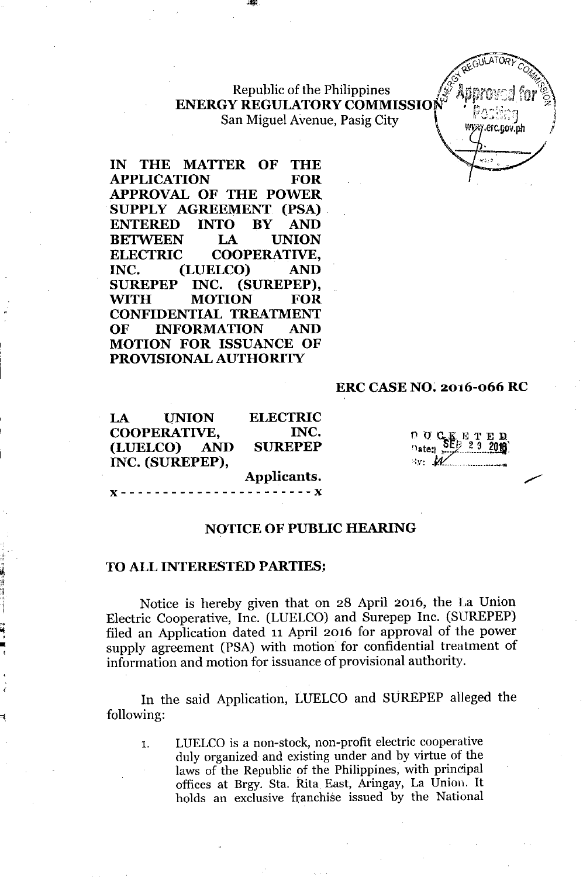Republic of the Philippines
**ENERGY REGULATORY COMMISSION**
San Miguel Avenue, Pasig City

**IN THE MATTER OF THE APPLICATION FOR APPROVAL OF THE POWER SUPPLY AGREEMENT (PSA) ENTERED INTO BY AND BETWEEN LA UNION ELECTRIC COOPERATIVE, INC. (LUELCO) AND SUREPEP INC. (SUREPEP), WITH MOTION FOR CONFIDENTIAL TREATMENT OF INFORMATION AND MOTION FOR ISSUANCE OF PROVISIONAL AUTHORITY**

**ERC CASE NO. 2016-066 RC**

**LA UNION ELECTRIC COOPERATIVE, INC. (LUELCO) AND SUREPEP INC. (SUREPEP),**
**Applicants.**
**x - - - - - - - - - - - - - - - - - - - - - - x**

DOCKETED
Date: SEP 29 2016
By: ______

## NOTICE OF PUBLIC HEARING

**TO ALL INTERESTED PARTIES:**

Notice is hereby given that on 28 April 2016, the La Union Electric Cooperative, Inc. (LUELCO) and Surepep Inc. (SUREPEP) filed an Application dated 11 April 2016 for approval of the power supply agreement (PSA) with motion for confidential treatment of information and motion for issuance of provisional authority.

In the said Application, LUELCO and SUREPEP alleged the following:

1. LUELCO is a non-stock, non-profit electric cooperative duly organized and existing under and by virtue of the laws of the Republic of the Philippines, with principal offices at Brgy. Sta. Rita East, Aringay, La Union. It holds an exclusive franchise issued by the National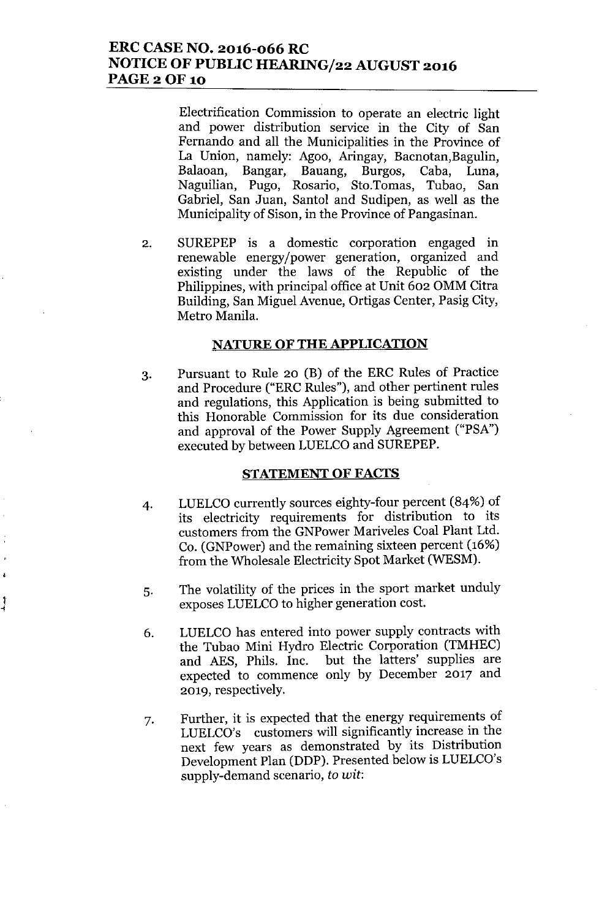Electrification Commission to operate an electric light and power distribution service in the City of San Fernando and all the Municipalities in the Province of La Union, namely: Agoo, Aringay, Bacnotan,Bagulin, Balaoan, Bangar, Bauang, Burgos, Caba, Luna, Naguilian, Pugo, Rosario, Sto.Tomas, Tubao, San Gabriel, San Juan, Santol and Sudipen, as well as the Municipality of Sison, in the Province of Pangasinan.

2. SUREPEP is a domestic corporation engaged in renewable energy/power generation, organized and existing under the laws of the Republic of the Philippines, with principal office at Unit 602 OMM Citra Building, San Miguel Avenue, Ortigas Center, Pasig City, Metro Manila.

## NATURE OF THE APPLICATION

3. Pursuant to Rule 20 (B) of the ERC Rules of Practice and Procedure ("ERC Rules"), and other pertinent rules and regulations, this Application is being submitted to this Honorable Commission for its due consideration and approval of the Power Supply Agreement ("PSA") executed by between LUELCO and SUREPEP.

## STATEMENT OF FACTS

4. LUELCO currently sources eighty-four percent (84%) of its electricity requirements for distribution to its customers from the GNPower Mariveles Coal Plant Ltd. Co. (GNPower) and the remaining sixteen percent (16%) from the Wholesale Electricity Spot Market (WESM).

5. The volatility of the prices in the sport market unduly exposes LUELCO to higher generation cost.

6. LUELCO has entered into power supply contracts with the Tubao Mini Hydro Electric Corporation (TMHEC) and AES, Phils. Inc. but the latters' supplies are expected to commence only by December 2017 and 2019, respectively.

7. Further, it is expected that the energy requirements of LUELCO's customers will significantly increase in the next few years as demonstrated by its Distribution Development Plan (DDP). Presented below is LUELCO's supply-demand scenario, *to wit*: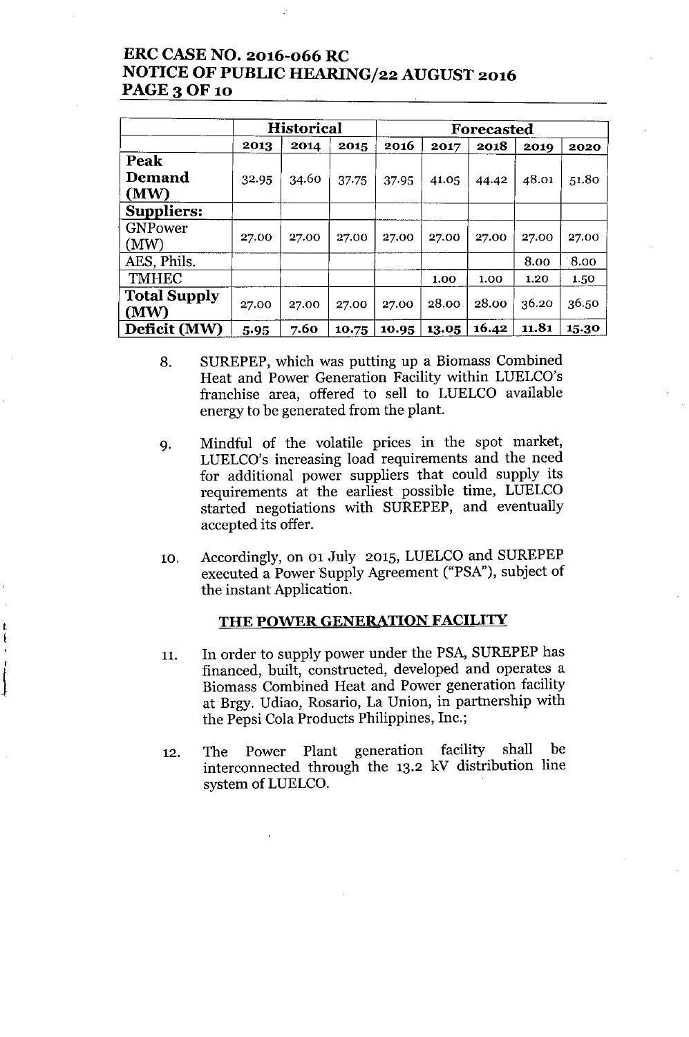| | Historical | | | Forecasted | | | | |
|---|---|---|---|---|---|---|---|---|
| | 2013 | 2014 | 2015 | 2016 | 2017 | 2018 | 2019 | 2020 |
| **Peak Demand (MW)** | 32.95 | 34.60 | 37.75 | 37.95 | 41.05 | 44.42 | 48.01 | 51.80 |
| **Suppliers:** | | | | | | | | |
| GNPower (MW) | 27.00 | 27.00 | 27.00 | 27.00 | 27.00 | 27.00 | 27.00 | 27.00 |
| AES, Phils. | | | | | | | 8.00 | 8.00 |
| TMHEC | | | | | 1.00 | 1.00 | 1.20 | 1.50 |
| **Total Supply (MW)** | 27.00 | 27.00 | 27.00 | 27.00 | 28.00 | 28.00 | 36.20 | 36.50 |
| **Deficit (MW)** | **5.95** | **7.60** | **10.75** | **10.95** | **13.05** | **16.42** | **11.81** | **15.30** |

8. SUREPEP, which was putting up a Biomass Combined Heat and Power Generation Facility within LUELCO's franchise area, offered to sell to LUELCO available energy to be generated from the plant.

9. Mindful of the volatile prices in the spot market, LUELCO's increasing load requirements and the need for additional power suppliers that could supply its requirements at the earliest possible time, LUELCO started negotiations with SUREPEP, and eventually accepted its offer.

10. Accordingly, on 01 July 2015, LUELCO and SUREPEP executed a Power Supply Agreement ("PSA"), subject of the instant Application.

## THE POWER GENERATION FACILITY

11. In order to supply power under the PSA, SUREPEP has financed, built, constructed, developed and operates a Biomass Combined Heat and Power generation facility at Brgy. Udiao, Rosario, La Union, in partnership with the Pepsi Cola Products Philippines, Inc.;

12. The Power Plant generation facility shall be interconnected through the 13.2 kV distribution line system of LUELCO.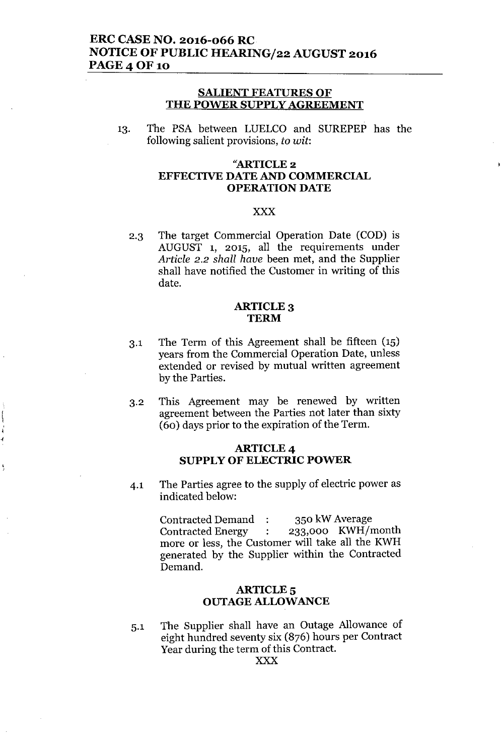## SALIENT FEATURES OF THE POWER SUPPLY AGREEMENT

13. The PSA between LUELCO and SUREPEP has the following salient provisions, *to wit*:

### "ARTICLE 2
### EFFECTIVE DATE AND COMMERCIAL OPERATION DATE

XXX

2.3 The target Commercial Operation Date (COD) is AUGUST 1, 2015, all the requirements under *Article 2.2 shall have* been met, and the Supplier shall have notified the Customer in writing of this date.

### ARTICLE 3
### TERM

3.1 The Term of this Agreement shall be fifteen (15) years from the Commercial Operation Date, unless extended or revised by mutual written agreement by the Parties.

3.2 This Agreement may be renewed by written agreement between the Parties not later than sixty (60) days prior to the expiration of the Term.

### ARTICLE 4
### SUPPLY OF ELECTRIC POWER

4.1 The Parties agree to the supply of electric power as indicated below:

Contracted Demand : 350 kW Average
Contracted Energy : 233,000 KWH/month more or less, the Customer will take all the KWH generated by the Supplier within the Contracted Demand.

### ARTICLE 5
### OUTAGE ALLOWANCE

5.1 The Supplier shall have an Outage Allowance of eight hundred seventy six (876) hours per Contract Year during the term of this Contract.

XXX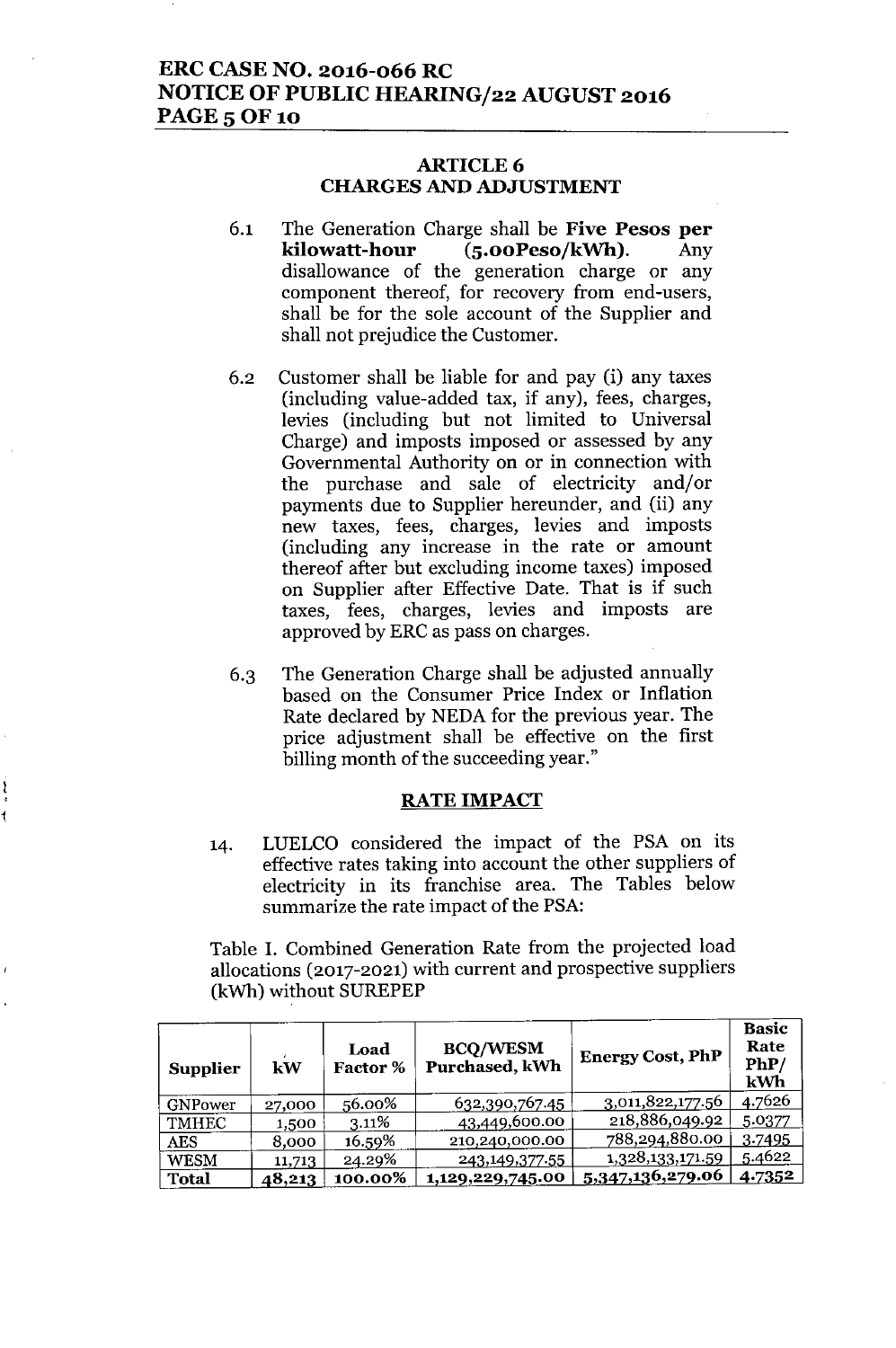### ARTICLE 6
### CHARGES AND ADJUSTMENT

6.1 The Generation Charge shall be **Five Pesos per kilowatt-hour (5.00Peso/kWh).** Any disallowance of the generation charge or any component thereof, for recovery from end-users, shall be for the sole account of the Supplier and shall not prejudice the Customer.

6.2 Customer shall be liable for and pay (i) any taxes (including value-added tax, if any), fees, charges, levies (including but not limited to Universal Charge) and imposts imposed or assessed by any Governmental Authority on or in connection with the purchase and sale of electricity and/or payments due to Supplier hereunder, and (ii) any new taxes, fees, charges, levies and imposts (including any increase in the rate or amount thereof after but excluding income taxes) imposed on Supplier after Effective Date. That is if such taxes, fees, charges, levies and imposts are approved by ERC as pass on charges.

6.3 The Generation Charge shall be adjusted annually based on the Consumer Price Index or Inflation Rate declared by NEDA for the previous year. The price adjustment shall be effective on the first billing month of the succeeding year."

## RATE IMPACT

14. LUELCO considered the impact of the PSA on its effective rates taking into account the other suppliers of electricity in its franchise area. The Tables below summarize the rate impact of the PSA:

Table I. Combined Generation Rate from the projected load allocations (2017-2021) with current and prospective suppliers (kWh) without SUREPEP

| Supplier | kW | Load Factor % | BCQ/WESM Purchased, kWh | Energy Cost, PhP | Basic Rate PhP/ kWh |
|---|---|---|---|---|---|
| GNPower | 27,000 | 56.00% | 632,390,767.45 | 3,011,822,177.56 | 4.7626 |
| TMHEC | 1,500 | 3.11% | 43,449,600.00 | 218,886,049.92 | 5.0377 |
| AES | 8,000 | 16.59% | 210,240,000.00 | 788,294,880.00 | 3.7495 |
| WESM | 11,713 | 24.29% | 243,149,377.55 | 1,328,133,171.59 | 5.4622 |
| **Total** | **48,213** | **100.00%** | **1,129,229,745.00** | **5,347,136,279.06** | **4.7352** |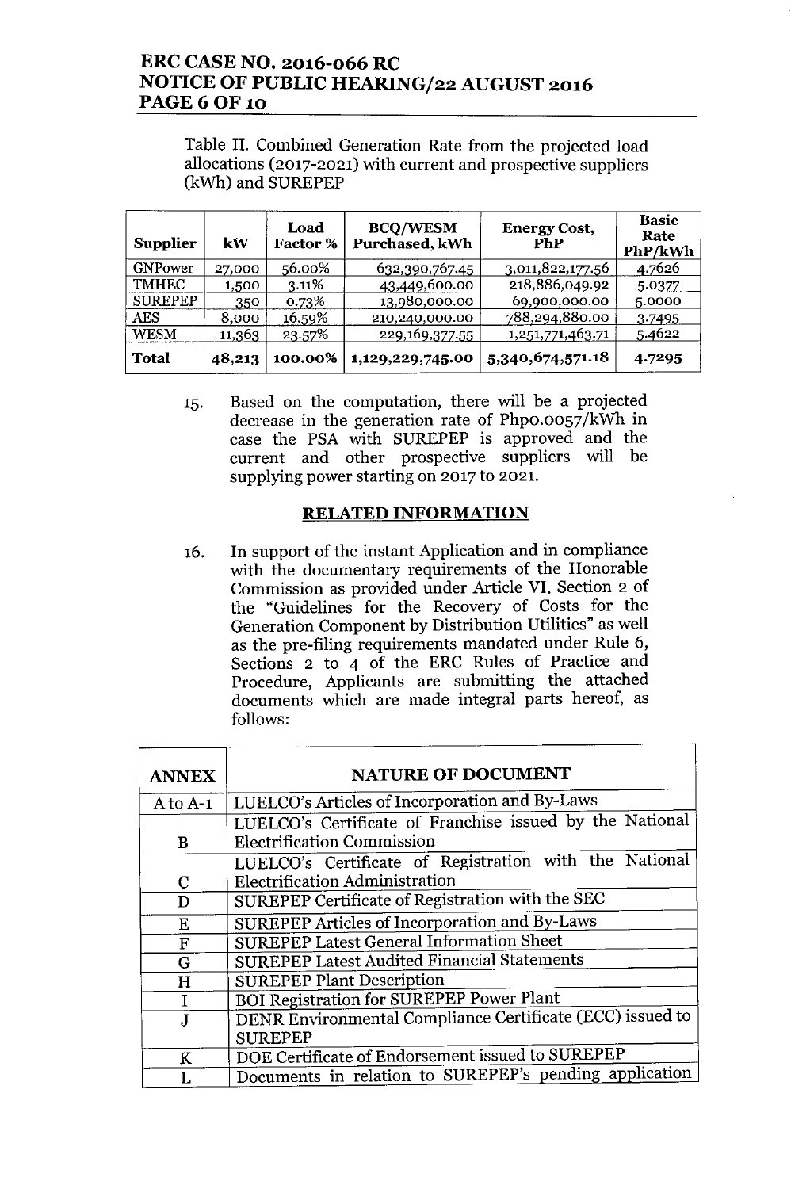Table II. Combined Generation Rate from the projected load allocations (2017-2021) with current and prospective suppliers (kWh) and SUREPEP

| Supplier | kW | Load Factor % | BCQ/WESM Purchased, kWh | Energy Cost, PhP | Basic Rate PhP/kWh |
|---|---|---|---|---|---|
| GNPower | 27,000 | 56.00% | 632,390,767.45 | 3,011,822,177.56 | 4.7626 |
| TMHEC | 1,500 | 3.11% | 43,449,600.00 | 218,886,049.92 | 5.0377 |
| SUREPEP | 350 | 0.73% | 13,980,000.00 | 69,900,000.00 | 5.0000 |
| AES | 8,000 | 16.59% | 210,240,000.00 | 788,294,880.00 | 3.7495 |
| WESM | 11,363 | 23.57% | 229,169,377.55 | 1,251,771,463.71 | 5.4622 |
| **Total** | **48,213** | **100.00%** | **1,129,229,745.00** | **5,340,674,571.18** | **4.7295** |

15. Based on the computation, there will be a projected decrease in the generation rate of Php0.0057/kWh in case the PSA with SUREPEP is approved and the current and other prospective suppliers will be supplying power starting on 2017 to 2021.

## RELATED INFORMATION

16. In support of the instant Application and in compliance with the documentary requirements of the Honorable Commission as provided under Article VI, Section 2 of the "Guidelines for the Recovery of Costs for the Generation Component by Distribution Utilities" as well as the pre-filing requirements mandated under Rule 6, Sections 2 to 4 of the ERC Rules of Practice and Procedure, Applicants are submitting the attached documents which are made integral parts hereof, as follows:

| ANNEX | NATURE OF DOCUMENT |
|---|---|
| A to A-1 | LUELCO's Articles of Incorporation and By-Laws |
| B | LUELCO's Certificate of Franchise issued by the National Electrification Commission |
| C | LUELCO's Certificate of Registration with the National Electrification Administration |
| D | SUREPEP Certificate of Registration with the SEC |
| E | SUREPEP Articles of Incorporation and By-Laws |
| F | SUREPEP Latest General Information Sheet |
| G | SUREPEP Latest Audited Financial Statements |
| H | SUREPEP Plant Description |
| I | BOI Registration for SUREPEP Power Plant |
| J | DENR Environmental Compliance Certificate (ECC) issued to SUREPEP |
| K | DOE Certificate of Endorsement issued to SUREPEP |
| L | Documents in relation to SUREPEP's pending application |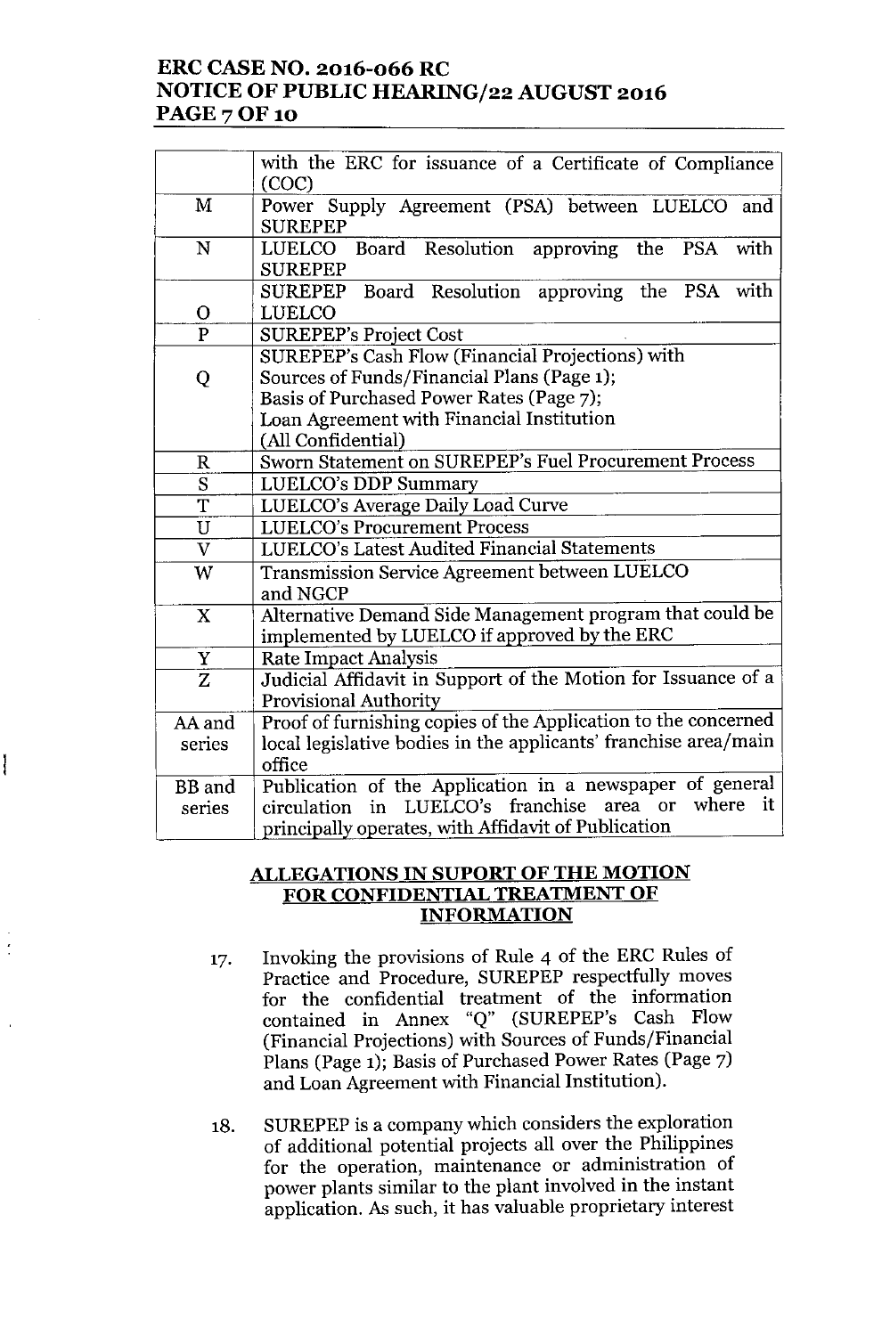| | |
|---|---|
| | with the ERC for issuance of a Certificate of Compliance (COC) |
| M | Power Supply Agreement (PSA) between LUELCO and SUREPEP |
| N | LUELCO Board Resolution approving the PSA with SUREPEP |
| O | SUREPEP Board Resolution approving the PSA with LUELCO |
| P | SUREPEP's Project Cost |
| Q | SUREPEP's Cash Flow (Financial Projections) with Sources of Funds/Financial Plans (Page 1); Basis of Purchased Power Rates (Page 7); Loan Agreement with Financial Institution (All Confidential) |
| R | Sworn Statement on SUREPEP's Fuel Procurement Process |
| S | LUELCO's DDP Summary |
| T | LUELCO's Average Daily Load Curve |
| U | LUELCO's Procurement Process |
| V | LUELCO's Latest Audited Financial Statements |
| W | Transmission Service Agreement between LUELCO and NGCP |
| X | Alternative Demand Side Management program that could be implemented by LUELCO if approved by the ERC |
| Y | Rate Impact Analysis |
| Z | Judicial Affidavit in Support of the Motion for Issuance of a Provisional Authority |
| AA and series | Proof of furnishing copies of the Application to the concerned local legislative bodies in the applicants' franchise area/main office |
| BB and series | Publication of the Application in a newspaper of general circulation in LUELCO's franchise area or where it principally operates, with Affidavit of Publication |

## ALLEGATIONS IN SUPORT OF THE MOTION FOR CONFIDENTIAL TREATMENT OF INFORMATION

17. Invoking the provisions of Rule 4 of the ERC Rules of Practice and Procedure, SUREPEP respectfully moves for the confidential treatment of the information contained in Annex "Q" (SUREPEP's Cash Flow (Financial Projections) with Sources of Funds/Financial Plans (Page 1); Basis of Purchased Power Rates (Page 7) and Loan Agreement with Financial Institution).

18. SUREPEP is a company which considers the exploration of additional potential projects all over the Philippines for the operation, maintenance or administration of power plants similar to the plant involved in the instant application. As such, it has valuable proprietary interest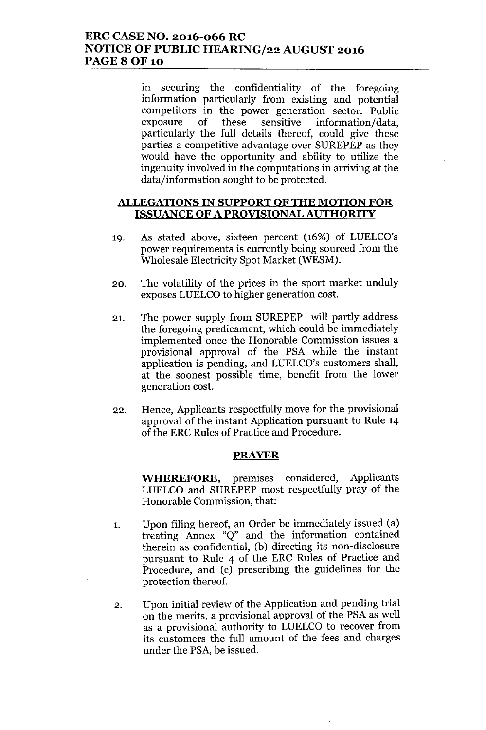in securing the confidentiality of the foregoing information particularly from existing and potential competitors in the power generation sector. Public exposure of these sensitive information/data, particularly the full details thereof, could give these parties a competitive advantage over SUREPEP as they would have the opportunity and ability to utilize the ingenuity involved in the computations in arriving at the data/information sought to be protected.

## ALLEGATIONS IN SUPPORT OF THE MOTION FOR ISSUANCE OF A PROVISIONAL AUTHORITY

19. As stated above, sixteen percent (16%) of LUELCO's power requirements is currently being sourced from the Wholesale Electricity Spot Market (WESM).

20. The volatility of the prices in the sport market unduly exposes LUELCO to higher generation cost.

21. The power supply from SUREPEP will partly address the foregoing predicament, which could be immediately implemented once the Honorable Commission issues a provisional approval of the PSA while the instant application is pending, and LUELCO's customers shall, at the soonest possible time, benefit from the lower generation cost.

22. Hence, Applicants respectfully move for the provisional approval of the instant Application pursuant to Rule 14 of the ERC Rules of Practice and Procedure.

## PRAYER

**WHEREFORE,** premises considered, Applicants LUELCO and SUREPEP most respectfully pray of the Honorable Commission, that:

1. Upon filing hereof, an Order be immediately issued (a) treating Annex "Q" and the information contained therein as confidential, (b) directing its non-disclosure pursuant to Rule 4 of the ERC Rules of Practice and Procedure, and (c) prescribing the guidelines for the protection thereof.

2. Upon initial review of the Application and pending trial on the merits, a provisional approval of the PSA as well as a provisional authority to LUELCO to recover from its customers the full amount of the fees and charges under the PSA, be issued.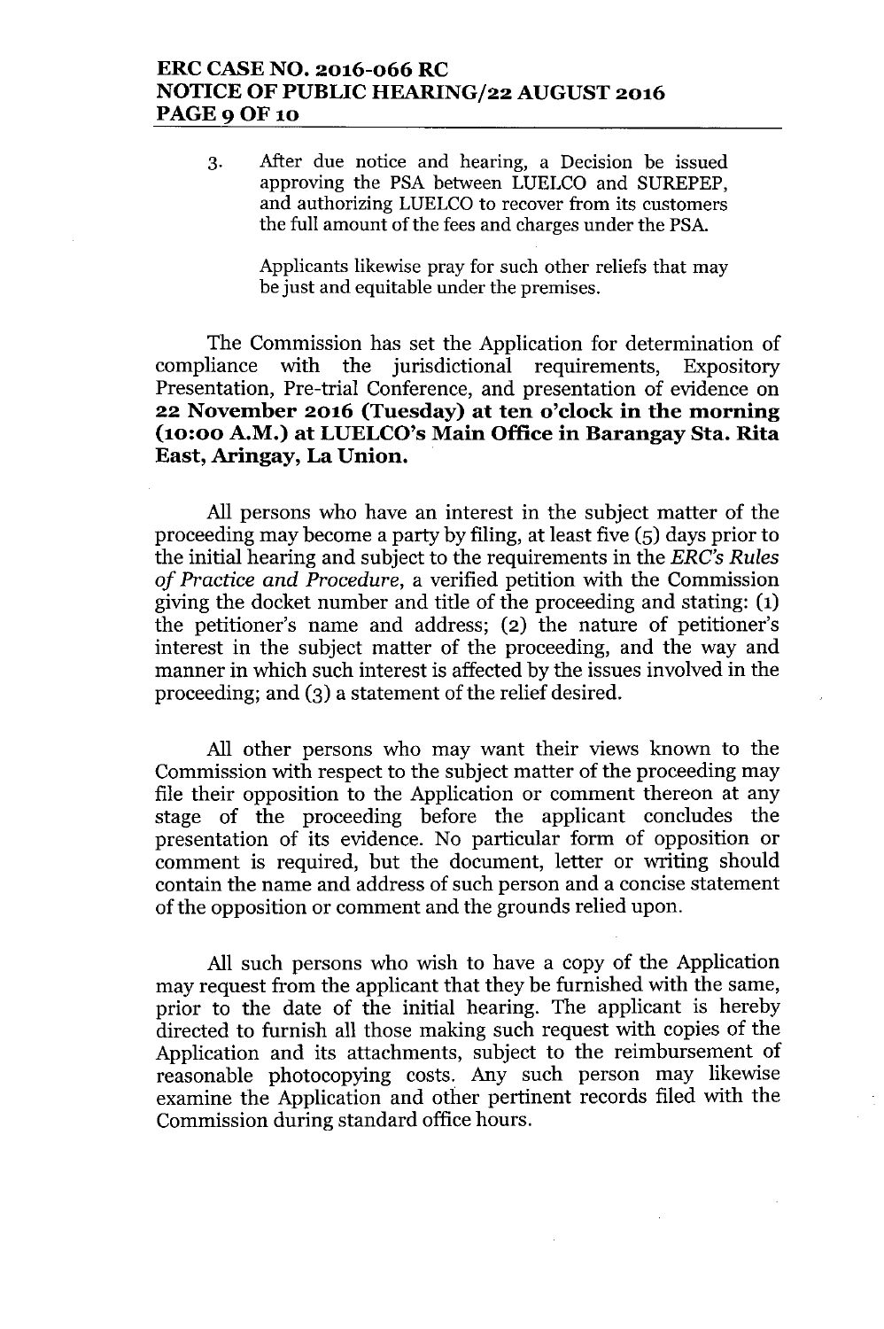3. After due notice and hearing, a Decision be issued approving the PSA between LUELCO and SUREPEP, and authorizing LUELCO to recover from its customers the full amount of the fees and charges under the PSA.

   Applicants likewise pray for such other reliefs that may be just and equitable under the premises.

The Commission has set the Application for determination of compliance with the jurisdictional requirements, Expository Presentation, Pre-trial Conference, and presentation of evidence on **22 November 2016 (Tuesday) at ten o'clock in the morning (10:00 A.M.) at LUELCO's Main Office in Barangay Sta. Rita East, Aringay, La Union.**

All persons who have an interest in the subject matter of the proceeding may become a party by filing, at least five (5) days prior to the initial hearing and subject to the requirements in the *ERC's Rules of Practice and Procedure*, a verified petition with the Commission giving the docket number and title of the proceeding and stating: (1) the petitioner's name and address; (2) the nature of petitioner's interest in the subject matter of the proceeding, and the way and manner in which such interest is affected by the issues involved in the proceeding; and (3) a statement of the relief desired.

All other persons who may want their views known to the Commission with respect to the subject matter of the proceeding may file their opposition to the Application or comment thereon at any stage of the proceeding before the applicant concludes the presentation of its evidence. No particular form of opposition or comment is required, but the document, letter or writing should contain the name and address of such person and a concise statement of the opposition or comment and the grounds relied upon.

All such persons who wish to have a copy of the Application may request from the applicant that they be furnished with the same, prior to the date of the initial hearing. The applicant is hereby directed to furnish all those making such request with copies of the Application and its attachments, subject to the reimbursement of reasonable photocopying costs. Any such person may likewise examine the Application and other pertinent records filed with the Commission during standard office hours.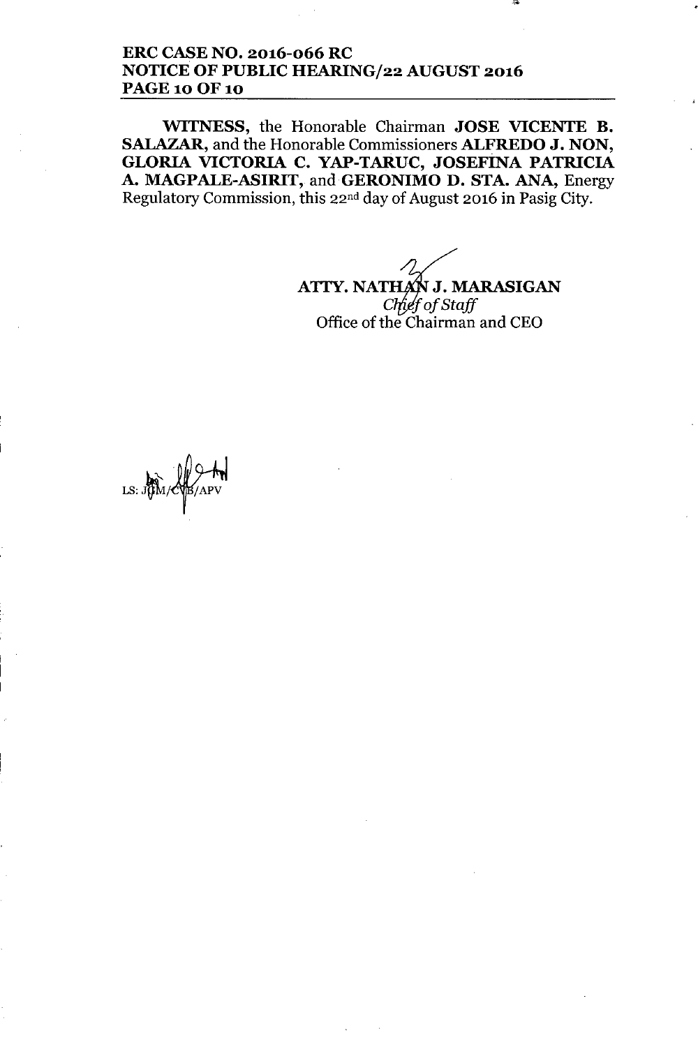**WITNESS**, the Honorable Chairman **JOSE VICENTE B. SALAZAR**, and the Honorable Commissioners **ALFREDO J. NON, GLORIA VICTORIA C. YAP-TARUC, JOSEFINA PATRICIA A. MAGPALE-ASIRIT**, and **GERONIMO D. STA. ANA**, Energy Regulatory Commission, this 22nd day of August 2016 in Pasig City.

**ATTY. NATHAN J. MARASIGAN**
*Chief of Staff*
Office of the Chairman and CEO

LS: JGM/CVB/APV